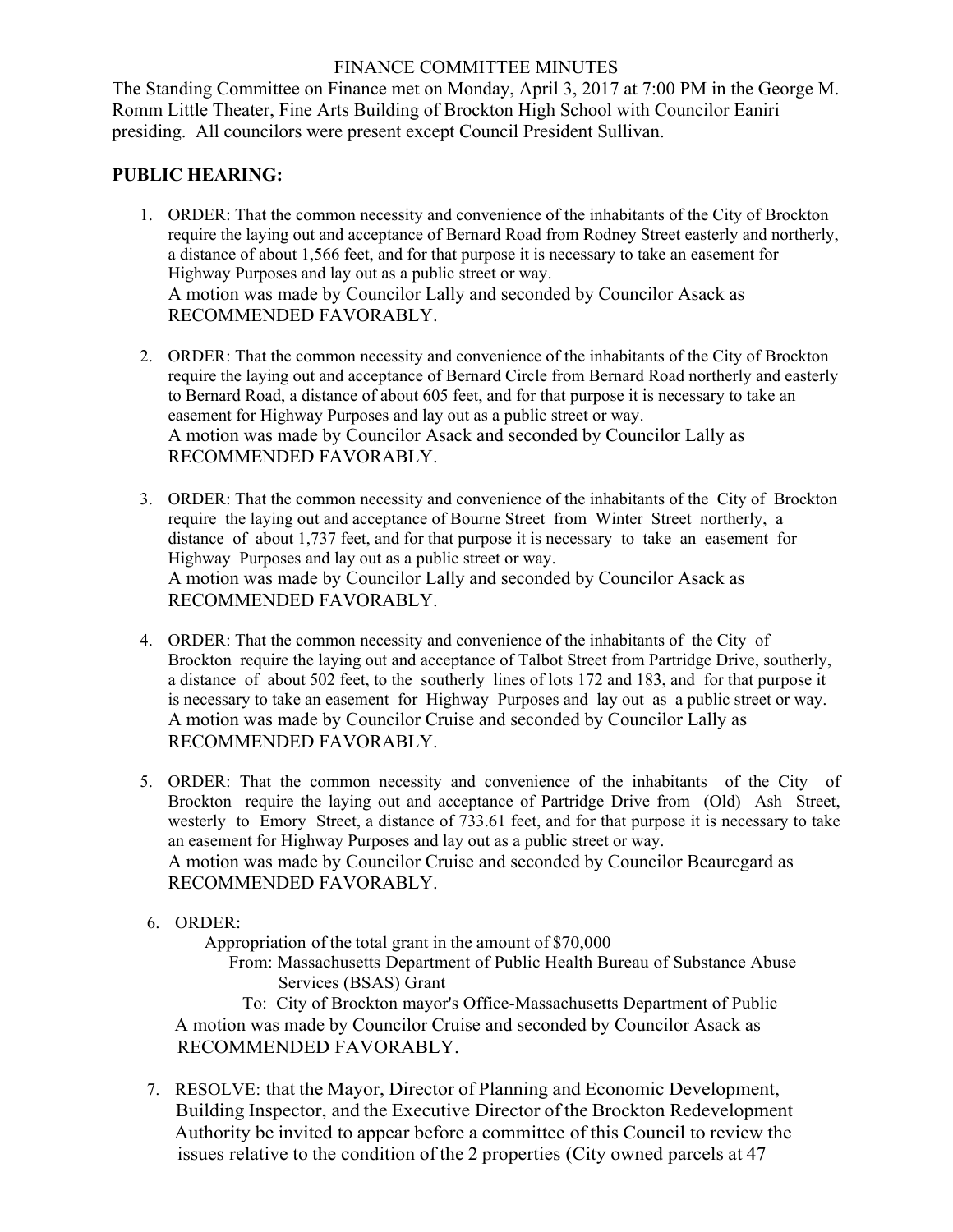# FINANCE COMMITTEE MINUTES

The Standing Committee on Finance met on Monday, April 3, 2017 at 7:00 PM in the George M. Romm Little Theater, Fine Arts Building of Brockton High School with Councilor Eaniri presiding. All councilors were present except Council President Sullivan.

## PUBLIC HEARING:

1. ORDER: That the common necessity and convenience of the inhabitants of the City of Brockton require the laying out and acceptance of Bernard Road from Rodney Street easterly and northerly, a distance of about 1,566 feet, and for that purpose it is necessary to take an easement for Highway Purposes and lay out as a public street or way.
   A motion was made by Councilor Lally and seconded by Councilor Asack as RECOMMENDED FAVORABLY.

2. ORDER: That the common necessity and convenience of the inhabitants of the City of Brockton require the laying out and acceptance of Bernard Circle from Bernard Road northerly and easterly to Bernard Road, a distance of about 605 feet, and for that purpose it is necessary to take an easement for Highway Purposes and lay out as a public street or way.
   A motion was made by Councilor Asack and seconded by Councilor Lally as RECOMMENDED FAVORABLY.

3. ORDER: That the common necessity and convenience of the inhabitants of the City of Brockton require the laying out and acceptance of Bourne Street from Winter Street northerly, a distance of about 1,737 feet, and for that purpose it is necessary to take an easement for Highway Purposes and lay out as a public street or way.
   A motion was made by Councilor Lally and seconded by Councilor Asack as RECOMMENDED FAVORABLY.

4. ORDER: That the common necessity and convenience of the inhabitants of the City of Brockton require the laying out and acceptance of Talbot Street from Partridge Drive, southerly, a distance of about 502 feet, to the southerly lines of lots 172 and 183, and for that purpose it is necessary to take an easement for Highway Purposes and lay out as a public street or way.
   A motion was made by Councilor Cruise and seconded by Councilor Lally as RECOMMENDED FAVORABLY.

5. ORDER: That the common necessity and convenience of the inhabitants of the City of Brockton require the laying out and acceptance of Partridge Drive from (Old) Ash Street, westerly to Emory Street, a distance of 733.61 feet, and for that purpose it is necessary to take an easement for Highway Purposes and lay out as a public street or way.
   A motion was made by Councilor Cruise and seconded by Councilor Beauregard as RECOMMENDED FAVORABLY.

6. ORDER:
   Appropriation of the total grant in the amount of $70,000
   From: Massachusetts Department of Public Health Bureau of Substance Abuse Services (BSAS) Grant
   To: City of Brockton mayor's Office-Massachusetts Department of Public
   A motion was made by Councilor Cruise and seconded by Councilor Asack as RECOMMENDED FAVORABLY.

7. RESOLVE: that the Mayor, Director of Planning and Economic Development, Building Inspector, and the Executive Director of the Brockton Redevelopment Authority be invited to appear before a committee of this Council to review the issues relative to the condition of the 2 properties (City owned parcels at 47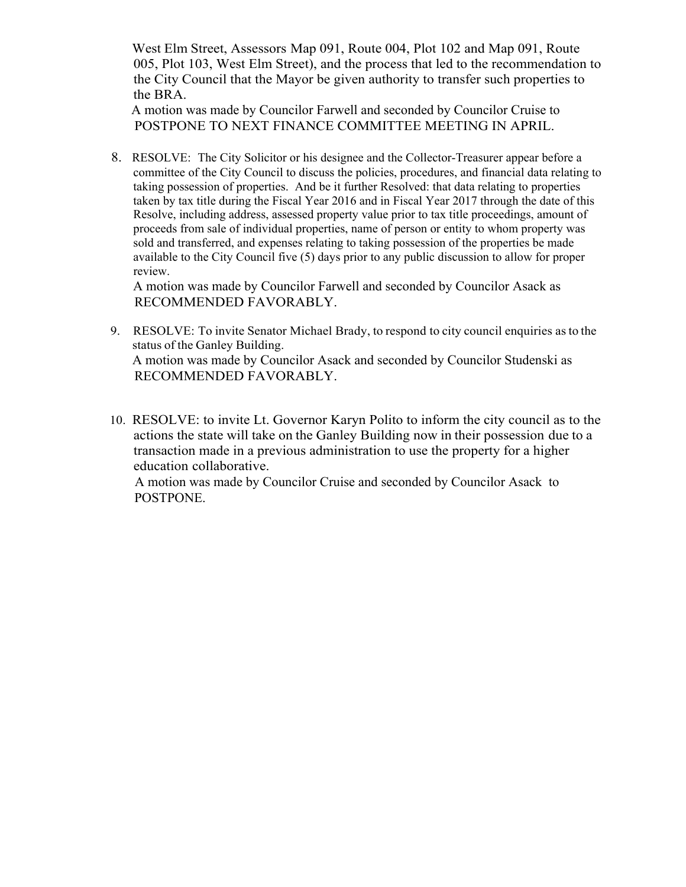West Elm Street, Assessors Map 091, Route 004, Plot 102 and Map 091, Route 005, Plot 103, West Elm Street), and the process that led to the recommendation to the City Council that the Mayor be given authority to transfer such properties to the BRA.

A motion was made by Councilor Farwell and seconded by Councilor Cruise to POSTPONE TO NEXT FINANCE COMMITTEE MEETING IN APRIL.

8. RESOLVE: The City Solicitor or his designee and the Collector-Treasurer appear before a committee of the City Council to discuss the policies, procedures, and financial data relating to taking possession of properties. And be it further Resolved: that data relating to properties taken by tax title during the Fiscal Year 2016 and in Fiscal Year 2017 through the date of this Resolve, including address, assessed property value prior to tax title proceedings, amount of proceeds from sale of individual properties, name of person or entity to whom property was sold and transferred, and expenses relating to taking possession of the properties be made available to the City Council five (5) days prior to any public discussion to allow for proper review.

   A motion was made by Councilor Farwell and seconded by Councilor Asack as RECOMMENDED FAVORABLY.

9. RESOLVE: To invite Senator Michael Brady, to respond to city council enquiries as to the status of the Ganley Building.

   A motion was made by Councilor Asack and seconded by Councilor Studenski as RECOMMENDED FAVORABLY.

10. RESOLVE: to invite Lt. Governor Karyn Polito to inform the city council as to the actions the state will take on the Ganley Building now in their possession due to a transaction made in a previous administration to use the property for a higher education collaborative.

    A motion was made by Councilor Cruise and seconded by Councilor Asack to POSTPONE.